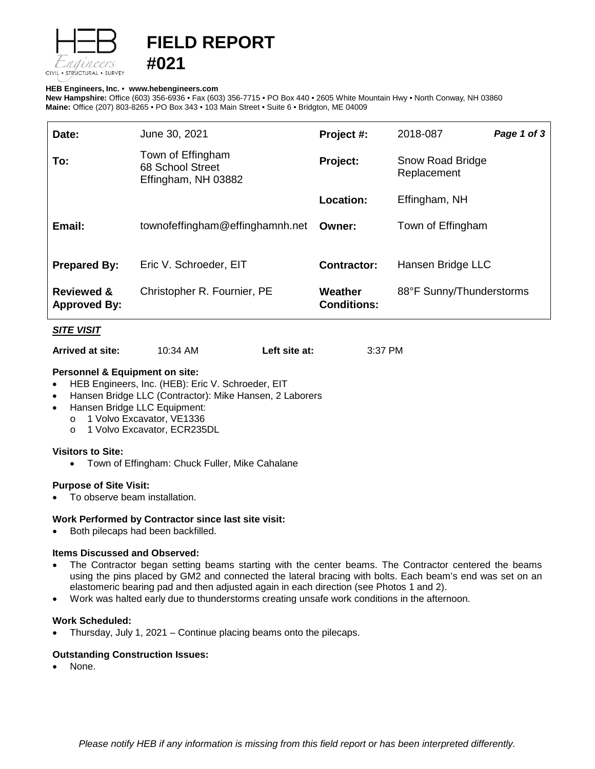# FIELD REPORT
# #021

**HEB Engineers, Inc.** • **www.hebengineers.com**
**New Hampshire:** Office (603) 356-6936 • Fax (603) 356-7715 • PO Box 440 • 2605 White Mountain Hwy • North Conway, NH 03860
**Maine:** Office (207) 803-8265 • PO Box 343 • 103 Main Street • Suite 6 • Bridgton, ME 04009

| | | | |
|---|---|---|---|
| **Date:** | June 30, 2021 | **Project #:** | 2018-087 |
| **To:** | Town of Effingham<br>68 School Street<br>Effingham, NH 03882 | **Project:** | Snow Road Bridge Replacement |
| | | **Location:** | Effingham, NH |
| **Email:** | townofeffingham@effinghamnh.net | **Owner:** | Town of Effingham |
| **Prepared By:** | Eric V. Schroeder, EIT | **Contractor:** | Hansen Bridge LLC |
| **Reviewed & Approved By:** | Christopher R. Fournier, PE | **Weather Conditions:** | 88°F Sunny/Thunderstorms |

***SITE VISIT***

**Arrived at site:** 10:34 AM **Left site at:** 3:37 PM

**Personnel & Equipment on site:**

- HEB Engineers, Inc. (HEB): Eric V. Schroeder, EIT
- Hansen Bridge LLC (Contractor): Mike Hansen, 2 Laborers
- Hansen Bridge LLC Equipment:
  - 1 Volvo Excavator, VE1336
  - 1 Volvo Excavator, ECR235DL

**Visitors to Site:**

- Town of Effingham: Chuck Fuller, Mike Cahalane

**Purpose of Site Visit:**

- To observe beam installation.

**Work Performed by Contractor since last site visit:**

- Both pilecaps had been backfilled.

**Items Discussed and Observed:**

- The Contractor began setting beams starting with the center beams. The Contractor centered the beams using the pins placed by GM2 and connected the lateral bracing with bolts. Each beam's end was set on an elastomeric bearing pad and then adjusted again in each direction (see Photos 1 and 2).
- Work was halted early due to thunderstorms creating unsafe work conditions in the afternoon.

**Work Scheduled:**

- Thursday, July 1, 2021 – Continue placing beams onto the pilecaps.

**Outstanding Construction Issues:**

- None.

*Please notify HEB if any information is missing from this field report or has been interpreted differently.*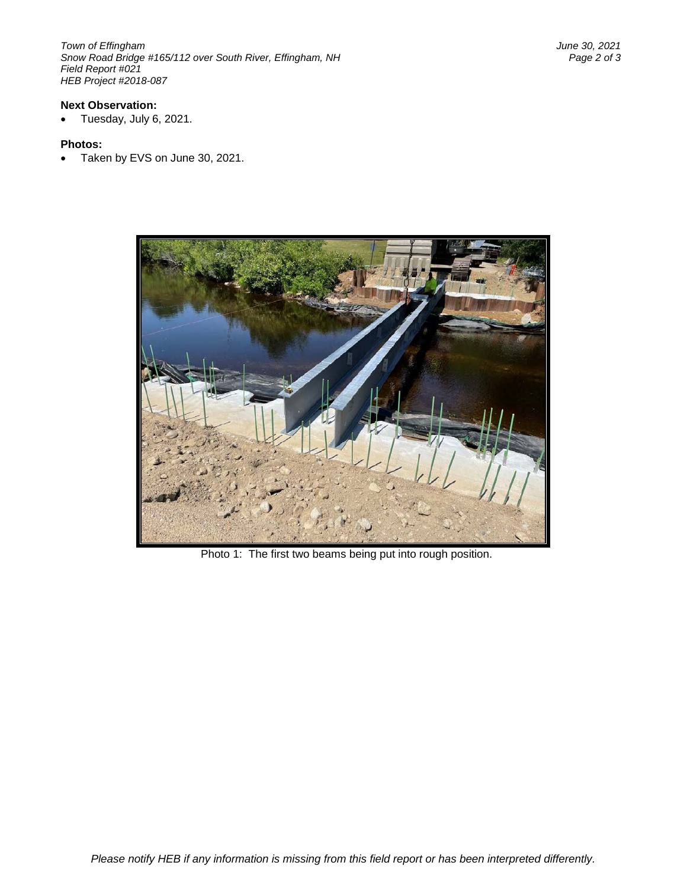**Next Observation:**

- Tuesday, July 6, 2021.

**Photos:**

- Taken by EVS on June 30, 2021.

Photo 1: The first two beams being put into rough position.

*Please notify HEB if any information is missing from this field report or has been interpreted differently.*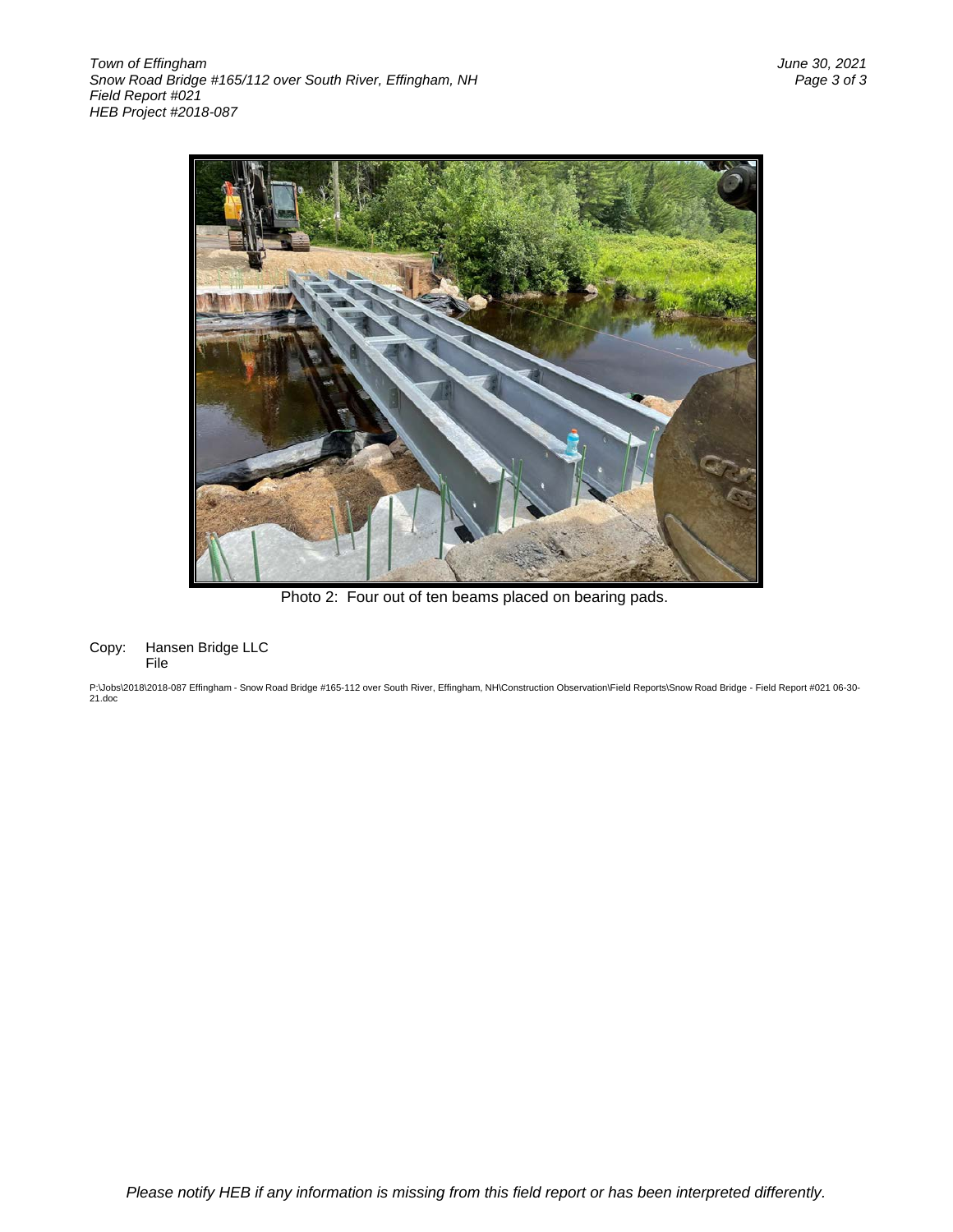Photo 2: Four out of ten beams placed on bearing pads.

Copy: Hansen Bridge LLC
File

P:\Jobs\2018\2018-087 Effingham - Snow Road Bridge #165-112 over South River, Effingham, NH\Construction Observation\Field Reports\Snow Road Bridge - Field Report #021 06-30-21.doc

*Please notify HEB if any information is missing from this field report or has been interpreted differently.*